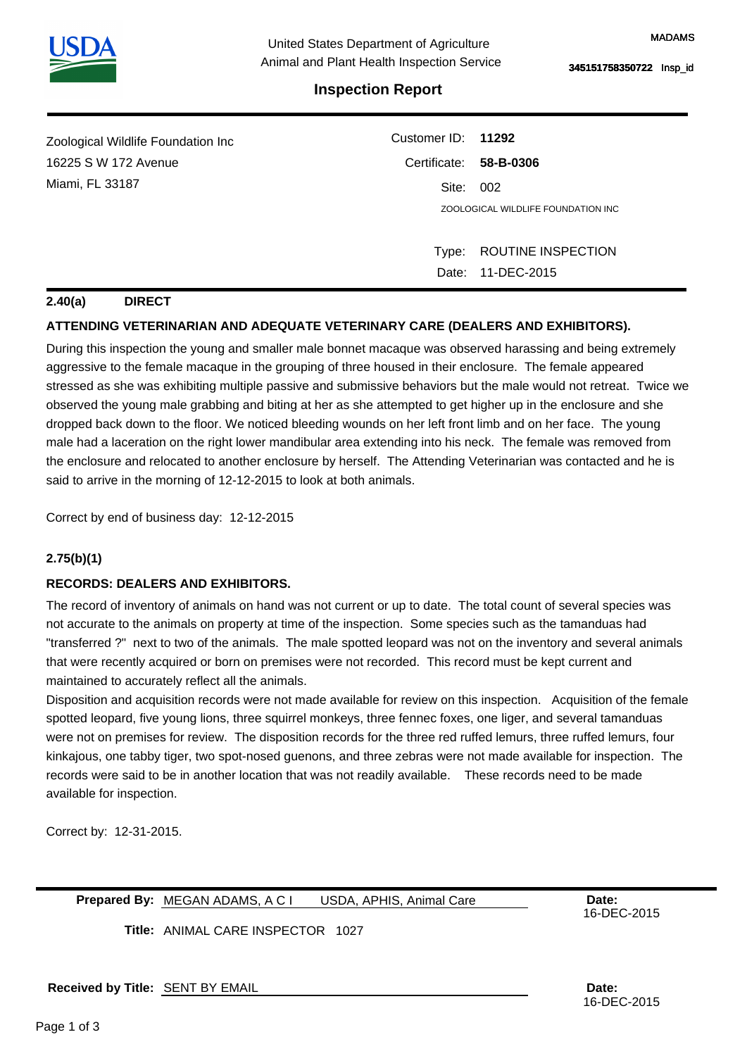United States Department of Agriculture
Animal and Plant Health Inspection Service

MADAMS

345151758350722 Insp_id

## Inspection Report

Zoological Wildlife Foundation Inc
16225 S W 172 Avenue
Miami, FL 33187

Customer ID: **11292**
Certificate: **58-B-0306**
Site: 002
ZOOLOGICAL WILDLIFE FOUNDATION INC

Type: ROUTINE INSPECTION
Date: 11-DEC-2015

**2.40(a) DIRECT**

**ATTENDING VETERINARIAN AND ADEQUATE VETERINARY CARE (DEALERS AND EXHIBITORS).**

During this inspection the young and smaller male bonnet macaque was observed harassing and being extremely aggressive to the female macaque in the grouping of three housed in their enclosure. The female appeared stressed as she was exhibiting multiple passive and submissive behaviors but the male would not retreat. Twice we observed the young male grabbing and biting at her as she attempted to get higher up in the enclosure and she dropped back down to the floor. We noticed bleeding wounds on her left front limb and on her face. The young male had a laceration on the right lower mandibular area extending into his neck. The female was removed from the enclosure and relocated to another enclosure by herself. The Attending Veterinarian was contacted and he is said to arrive in the morning of 12-12-2015 to look at both animals.

Correct by end of business day: 12-12-2015

**2.75(b)(1)**

**RECORDS: DEALERS AND EXHIBITORS.**

The record of inventory of animals on hand was not current or up to date. The total count of several species was not accurate to the animals on property at time of the inspection. Some species such as the tamanduas had "transferred ?" next to two of the animals. The male spotted leopard was not on the inventory and several animals that were recently acquired or born on premises were not recorded. This record must be kept current and maintained to accurately reflect all the animals.

Disposition and acquisition records were not made available for review on this inspection. Acquisition of the female spotted leopard, five young lions, three squirrel monkeys, three fennec foxes, one liger, and several tamanduas were not on premises for review. The disposition records for the three red ruffed lemurs, three ruffed lemurs, four kinkajous, one tabby tiger, two spot-nosed guenons, and three zebras were not made available for inspection. The records were said to be in another location that was not readily available. These records need to be made available for inspection.

Correct by: 12-31-2015.

**Prepared By:** MEGAN ADAMS, A C I USDA, APHIS, Animal Care **Date:** 16-DEC-2015

**Title:** ANIMAL CARE INSPECTOR 1027

**Received by Title:** SENT BY EMAIL **Date:** 16-DEC-2015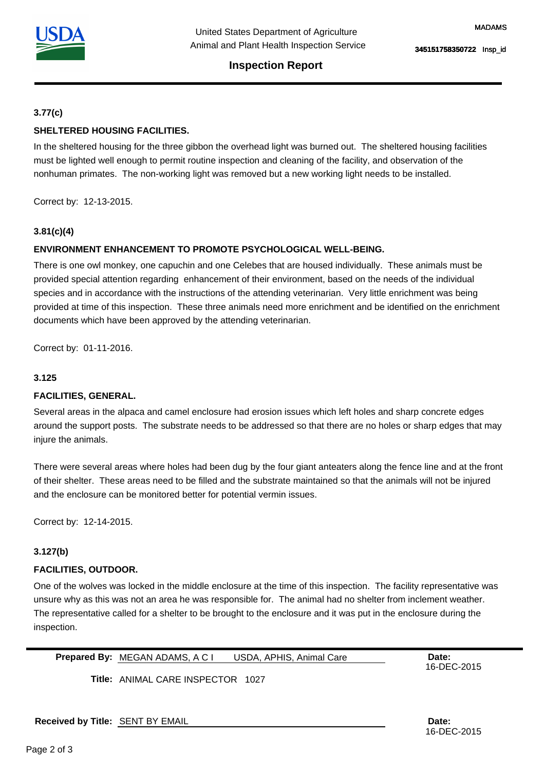United States Department of Agriculture
Animal and Plant Health Inspection Service

MADAMS

345151758350722 Insp_id

## Inspection Report

**3.77(c)**

**SHELTERED HOUSING FACILITIES.**

In the sheltered housing for the three gibbon the overhead light was burned out. The sheltered housing facilities must be lighted well enough to permit routine inspection and cleaning of the facility, and observation of the nonhuman primates. The non-working light was removed but a new working light needs to be installed.

Correct by: 12-13-2015.

**3.81(c)(4)**

**ENVIRONMENT ENHANCEMENT TO PROMOTE PSYCHOLOGICAL WELL-BEING.**

There is one owl monkey, one capuchin and one Celebes that are housed individually. These animals must be provided special attention regarding enhancement of their environment, based on the needs of the individual species and in accordance with the instructions of the attending veterinarian. Very little enrichment was being provided at time of this inspection. These three animals need more enrichment and be identified on the enrichment documents which have been approved by the attending veterinarian.

Correct by: 01-11-2016.

**3.125**

**FACILITIES, GENERAL.**

Several areas in the alpaca and camel enclosure had erosion issues which left holes and sharp concrete edges around the support posts. The substrate needs to be addressed so that there are no holes or sharp edges that may injure the animals.

There were several areas where holes had been dug by the four giant anteaters along the fence line and at the front of their shelter. These areas need to be filled and the substrate maintained so that the animals will not be injured and the enclosure can be monitored better for potential vermin issues.

Correct by: 12-14-2015.

**3.127(b)**

**FACILITIES, OUTDOOR.**

One of the wolves was locked in the middle enclosure at the time of this inspection. The facility representative was unsure why as this was not an area he was responsible for. The animal had no shelter from inclement weather. The representative called for a shelter to be brought to the enclosure and it was put in the enclosure during the inspection.

**Prepared By:** MEGAN ADAMS, A C I USDA, APHIS, Animal Care

**Date:** 16-DEC-2015

**Title:** ANIMAL CARE INSPECTOR 1027

**Received by Title:** SENT BY EMAIL

**Date:** 16-DEC-2015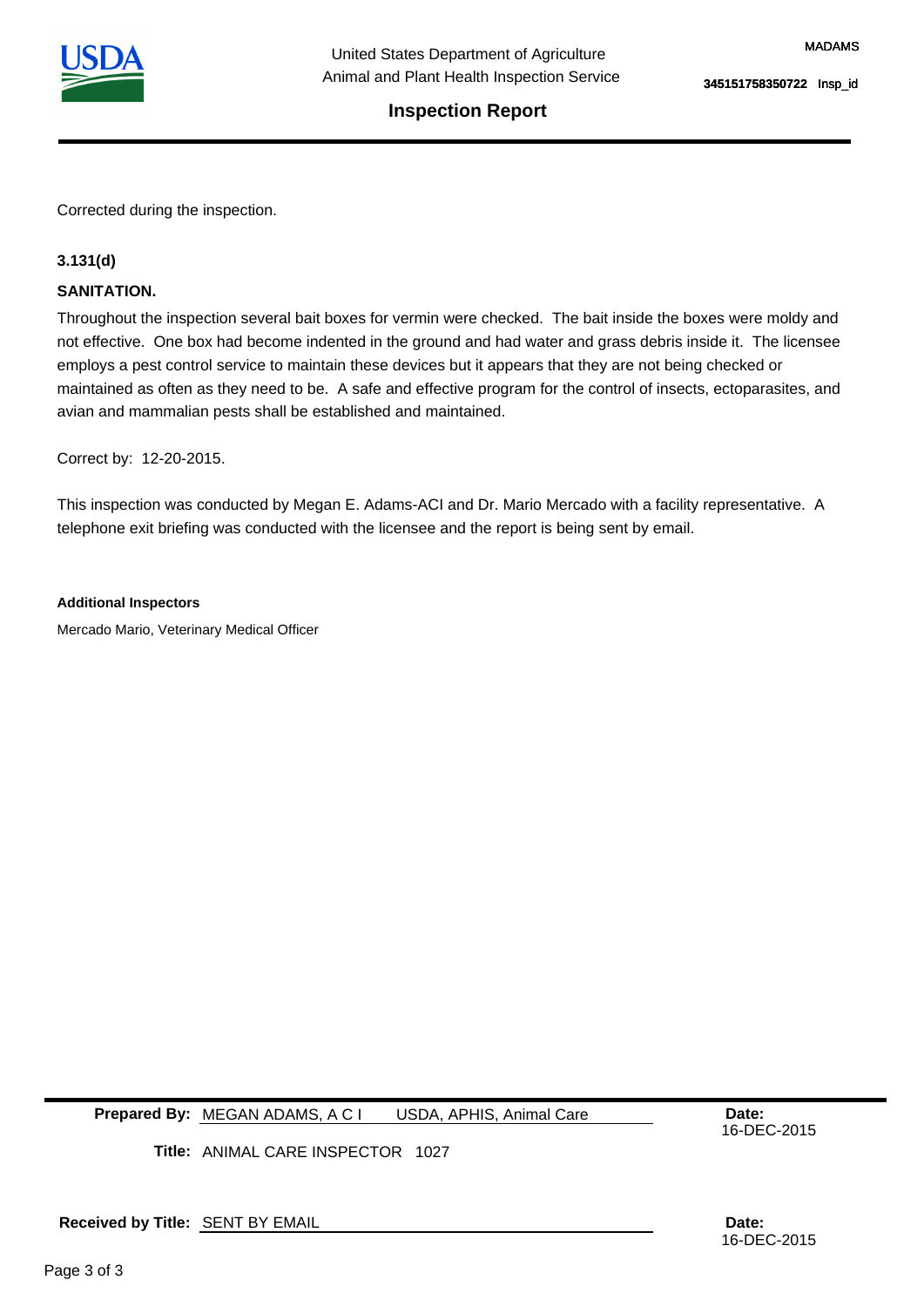Corrected during the inspection.

**3.131(d)**

**SANITATION.**

Throughout the inspection several bait boxes for vermin were checked. The bait inside the boxes were moldy and not effective. One box had become indented in the ground and had water and grass debris inside it. The licensee employs a pest control service to maintain these devices but it appears that they are not being checked or maintained as often as they need to be. A safe and effective program for the control of insects, ectoparasites, and avian and mammalian pests shall be established and maintained.

Correct by: 12-20-2015.

This inspection was conducted by Megan E. Adams-ACI and Dr. Mario Mercado with a facility representative. A telephone exit briefing was conducted with the licensee and the report is being sent by email.

**Additional Inspectors**

Mercado Mario, Veterinary Medical Officer

**Prepared By:** MEGAN ADAMS, A C I USDA, APHIS, Animal Care

**Date:** 16-DEC-2015

**Title:** ANIMAL CARE INSPECTOR 1027

**Received by Title:** SENT BY EMAIL

**Date:** 16-DEC-2015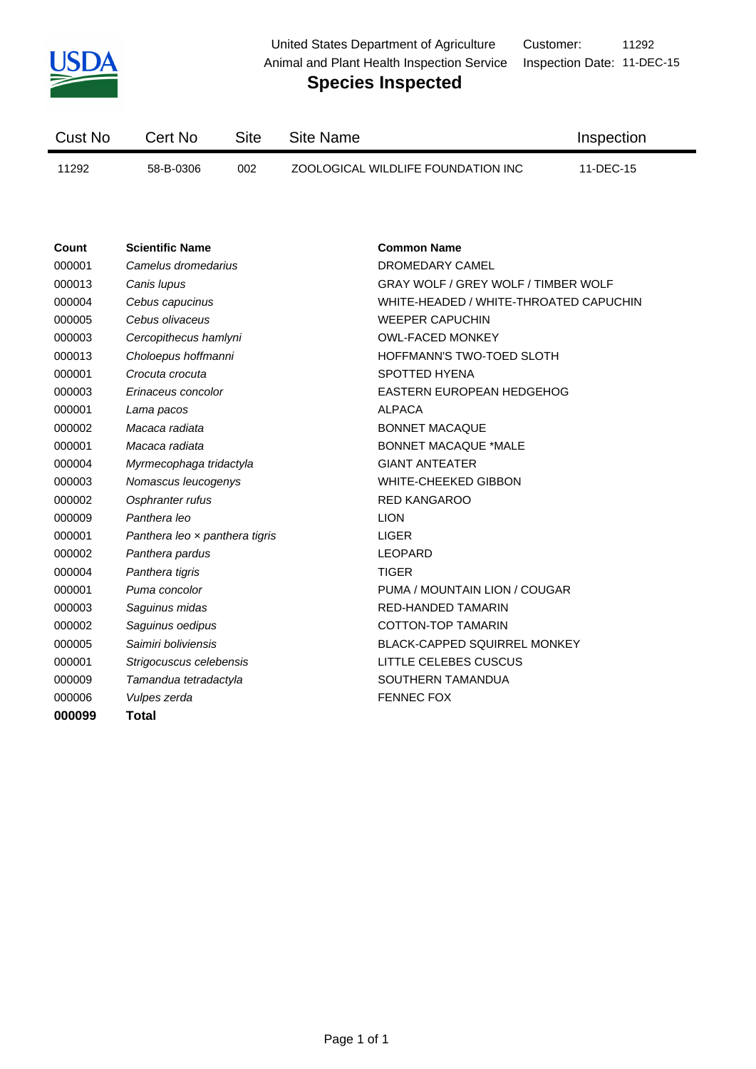United States Department of Agriculture
Animal and Plant Health Inspection Service

Customer: 11292
Inspection Date: 11-DEC-15

# Species Inspected

| Cust No | Cert No | Site | Site Name | Inspection |
|---|---|---|---|---|
| 11292 | 58-B-0306 | 002 | ZOOLOGICAL WILDLIFE FOUNDATION INC | 11-DEC-15 |

| Count | Scientific Name | Common Name |
|---|---|---|
| 000001 | *Camelus dromedarius* | DROMEDARY CAMEL |
| 000013 | *Canis lupus* | GRAY WOLF / GREY WOLF / TIMBER WOLF |
| 000004 | *Cebus capucinus* | WHITE-HEADED / WHITE-THROATED CAPUCHIN |
| 000005 | *Cebus olivaceus* | WEEPER CAPUCHIN |
| 000003 | *Cercopithecus hamlyni* | OWL-FACED MONKEY |
| 000013 | *Choloepus hoffmanni* | HOFFMANN'S TWO-TOED SLOTH |
| 000001 | *Crocuta crocuta* | SPOTTED HYENA |
| 000003 | *Erinaceus concolor* | EASTERN EUROPEAN HEDGEHOG |
| 000001 | *Lama pacos* | ALPACA |
| 000002 | *Macaca radiata* | BONNET MACAQUE |
| 000001 | *Macaca radiata* | BONNET MACAQUE *MALE |
| 000004 | *Myrmecophaga tridactyla* | GIANT ANTEATER |
| 000003 | *Nomascus leucogenys* | WHITE-CHEEKED GIBBON |
| 000002 | *Osphranter rufus* | RED KANGAROO |
| 000009 | *Panthera leo* | LION |
| 000001 | *Panthera leo × panthera tigris* | LIGER |
| 000002 | *Panthera pardus* | LEOPARD |
| 000004 | *Panthera tigris* | TIGER |
| 000001 | *Puma concolor* | PUMA / MOUNTAIN LION / COUGAR |
| 000003 | *Saguinus midas* | RED-HANDED TAMARIN |
| 000002 | *Saguinus oedipus* | COTTON-TOP TAMARIN |
| 000005 | *Saimiri boliviensis* | BLACK-CAPPED SQUIRREL MONKEY |
| 000001 | *Strigocuscus celebensis* | LITTLE CELEBES CUSCUS |
| 000009 | *Tamandua tetradactyla* | SOUTHERN TAMANDUA |
| 000006 | *Vulpes zerda* | FENNEC FOX |
| **000099** | **Total** | |